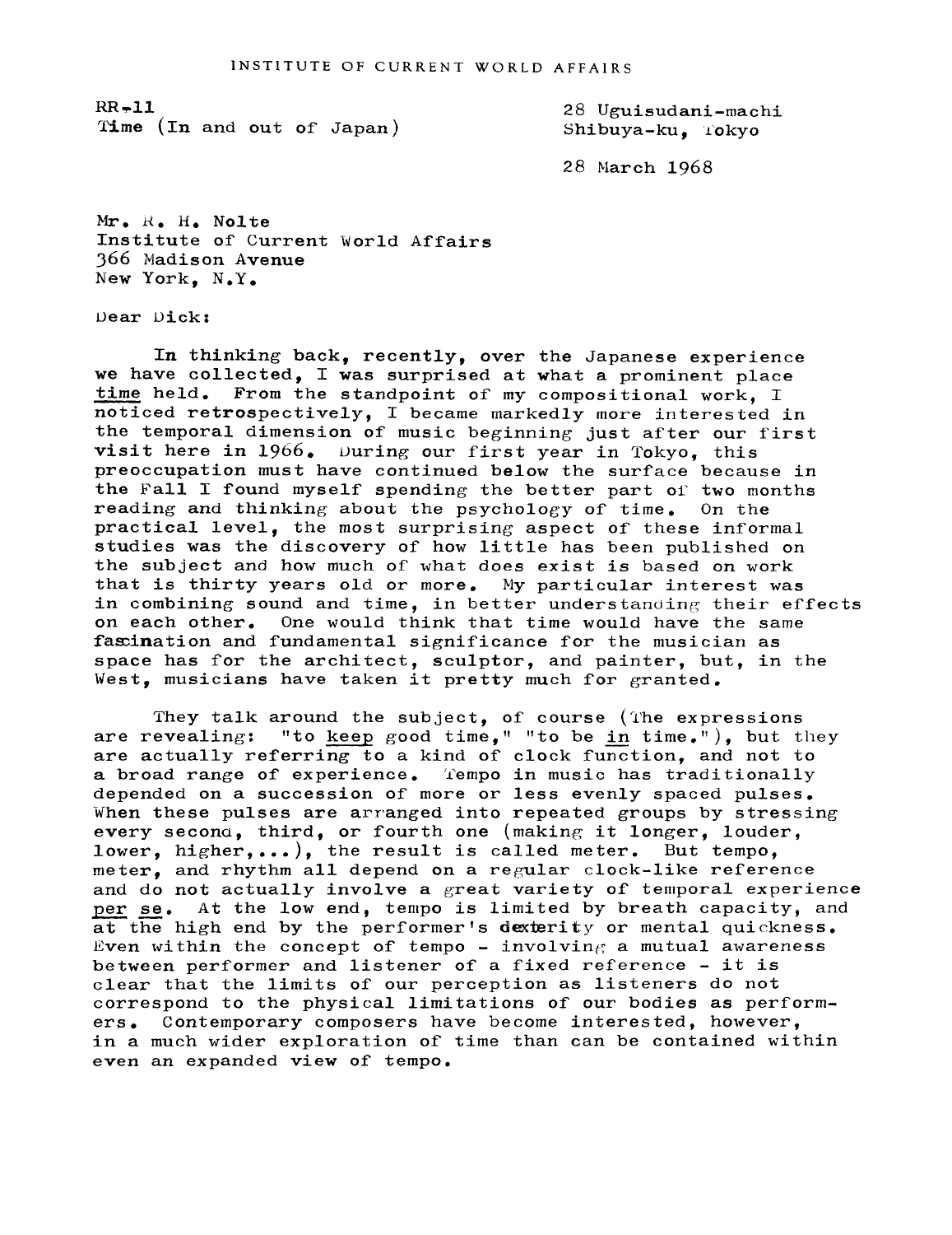INSTITUTE OF CURRENT WORLD AFFAIRS

RR-11
Time (In and out of Japan)

28 Uguisudani-machi
Shibuya-ku, Tokyo

28 March 1968

Mr. R. H. Nolte
Institute of Current World Affairs
366 Madison Avenue
New York, N.Y.

Dear Dick:

In thinking back, recently, over the Japanese experience we have collected, I was surprised at what a prominent place time held. From the standpoint of my compositional work, I noticed retrospectively, I became markedly more interested in the temporal dimension of music beginning just after our first visit here in 1966. During our first year in Tokyo, this preoccupation must have continued below the surface because in the Fall I found myself spending the better part of two months reading and thinking about the psychology of time. On the practical level, the most surprising aspect of these informal studies was the discovery of how little has been published on the subject and how much of what does exist is based on work that is thirty years old or more. My particular interest was in combining sound and time, in better understanding their effects on each other. One would think that time would have the same fascination and fundamental significance for the musician as space has for the architect, sculptor, and painter, but, in the West, musicians have taken it pretty much for granted.

They talk around the subject, of course (The expressions are revealing: "to keep good time," "to be in time."), but they are actually referring to a kind of clock function, and not to a broad range of experience. Tempo in music has traditionally depended on a succession of more or less evenly spaced pulses. When these pulses are arranged into repeated groups by stressing every second, third, or fourth one (making it longer, louder, lower, higher,...), the result is called meter. But tempo, meter, and rhythm all depend on a regular clock-like reference and do not actually involve a great variety of temporal experience per se. At the low end, tempo is limited by breath capacity, and at the high end by the performer's dexterity or mental quickness. Even within the concept of tempo - involving a mutual awareness between performer and listener of a fixed reference - it is clear that the limits of our perception as listeners do not correspond to the physical limitations of our bodies as performers. Contemporary composers have become interested, however, in a much wider exploration of time than can be contained within even an expanded view of tempo.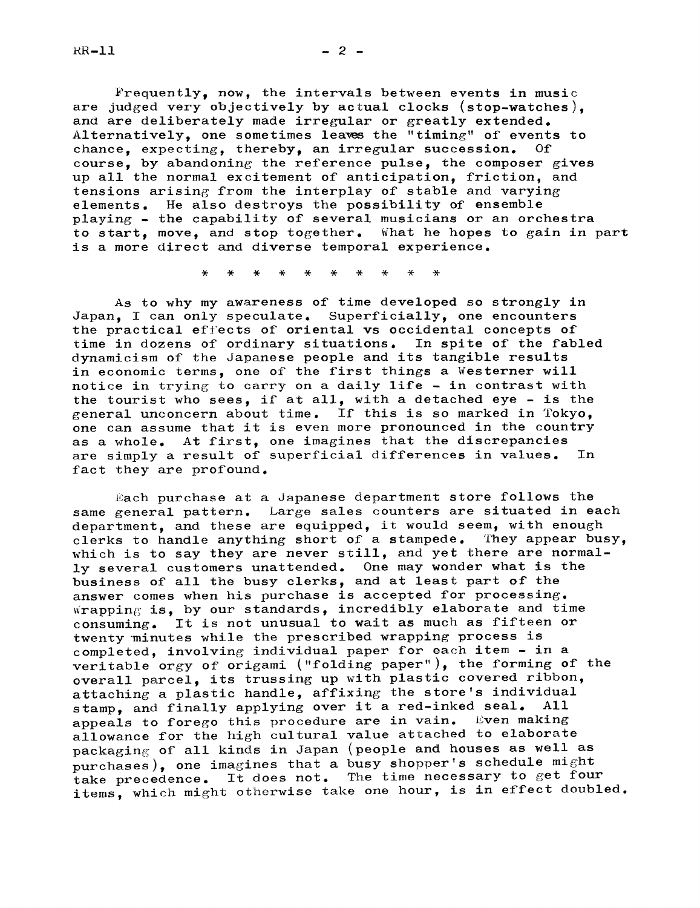Frequently, now, the intervals between events in music are judged very objectively by actual clocks (stop-watches), and are deliberately made irregular or greatly extended. Alternatively, one sometimes leaves the "timing" of events to chance, expecting, thereby, an irregular succession. Of course, by abandoning the reference pulse, the composer gives up all the normal excitement of anticipation, friction, and tensions arising from the interplay of stable and varying elements. He also destroys the possibility of ensemble playing - the capability of several musicians or an orchestra to start, move, and stop together. What he hopes to gain in part is a more direct and diverse temporal experience.

* * * * * * * * * *

As to why my awareness of time developed so strongly in Japan, I can only speculate. Superficially, one encounters the practical effects of oriental vs occidental concepts of time in dozens of ordinary situations. In spite of the fabled dynamicism of the Japanese people and its tangible results in economic terms, one of the first things a Westerner will notice in trying to carry on a daily life - in contrast with the tourist who sees, if at all, with a detached eye - is the general unconcern about time. If this is so marked in Tokyo, one can assume that it is even more pronounced in the country as a whole. At first, one imagines that the discrepancies are simply a result of superficial differences in values. In fact they are profound.

Each purchase at a Japanese department store follows the same general pattern. Large sales counters are situated in each department, and these are equipped, it would seem, with enough clerks to handle anything short of a stampede. They appear busy, which is to say they are never still, and yet there are normally several customers unattended. One may wonder what is the business of all the busy clerks, and at least part of the answer comes when his purchase is accepted for processing. Wrapping is, by our standards, incredibly elaborate and time consuming. It is not unusual to wait as much as fifteen or twenty minutes while the prescribed wrapping process is completed, involving individual paper for each item - in a veritable orgy of origami ("folding paper"), the forming of the overall parcel, its trussing up with plastic covered ribbon, attaching a plastic handle, affixing the store's individual stamp, and finally applying over it a red-inked seal. All appeals to forego this procedure are in vain. Even making allowance for the high cultural value attached to elaborate packaging of all kinds in Japan (people and houses as well as purchases), one imagines that a busy shopper's schedule might take precedence. It does not. The time necessary to get four items, which might otherwise take one hour, is in effect doubled.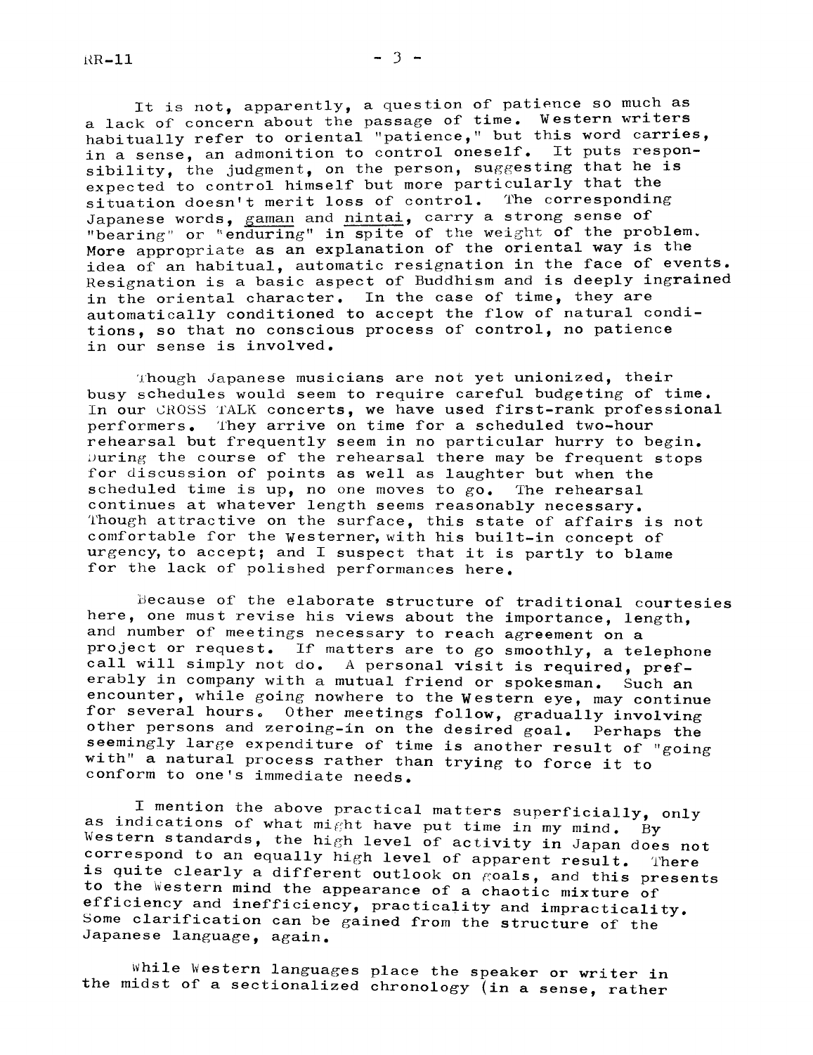It is not, apparently, a question of patience so much as a lack of concern about the passage of time. Western writers habitually refer to oriental "patience," but this word carries, in a sense, an admonition to control oneself. It puts responsibility, the judgment, on the person, suggesting that he is expected to control himself but more particularly that the situation doesn't merit loss of control. The corresponding Japanese words, gaman and nintai, carry a strong sense of "bearing" or "enduring" in spite of the weight of the problem. More appropriate as an explanation of the oriental way is the idea of an habitual, automatic resignation in the face of events. Resignation is a basic aspect of Buddhism and is deeply ingrained in the oriental character. In the case of time, they are automatically conditioned to accept the flow of natural conditions, so that no conscious process of control, no patience in our sense is involved.

Though Japanese musicians are not yet unionized, their busy schedules would seem to require careful budgeting of time. In our CROSS TALK concerts, we have used first-rank professional performers. They arrive on time for a scheduled two-hour rehearsal but frequently seem in no particular hurry to begin. During the course of the rehearsal there may be frequent stops for discussion of points as well as laughter but when the scheduled time is up, no one moves to go. The rehearsal continues at whatever length seems reasonably necessary. Though attractive on the surface, this state of affairs is not comfortable for the Westerner, with his built-in concept of urgency, to accept; and I suspect that it is partly to blame for the lack of polished performances here.

Because of the elaborate structure of traditional courtesies here, one must revise his views about the importance, length, and number of meetings necessary to reach agreement on a project or request. If matters are to go smoothly, a telephone call will simply not do. A personal visit is required, preferably in company with a mutual friend or spokesman. Such an encounter, while going nowhere to the Western eye, may continue for several hours. Other meetings follow, gradually involving other persons and zeroing-in on the desired goal. Perhaps the seemingly large expenditure of time is another result of "going with" a natural process rather than trying to force it to conform to one's immediate needs.

I mention the above practical matters superficially, only as indications of what might have put time in my mind. By Western standards, the high level of activity in Japan does not correspond to an equally high level of apparent result. There is quite clearly a different outlook on goals, and this presents to the Western mind the appearance of a chaotic mixture of efficiency and inefficiency, practicality and impracticality. Some clarification can be gained from the structure of the Japanese language, again.

While Western languages place the speaker or writer in the midst of a sectionalized chronology (in a sense, rather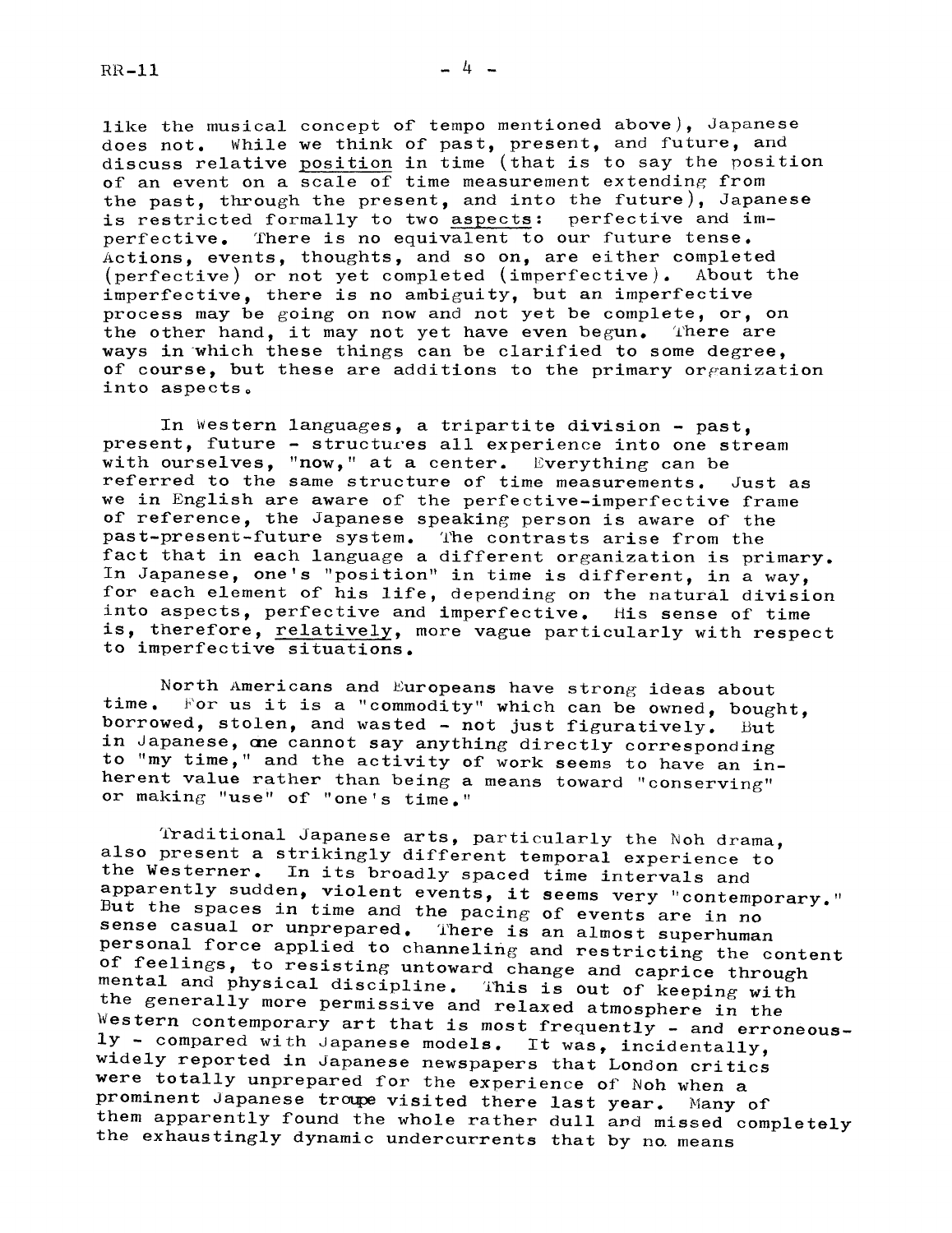like the musical concept of tempo mentioned above), Japanese does not. While we think of past, present, and future, and discuss relative position in time (that is to say the position of an event on a scale of time measurement extending from the past, through the present, and into the future), Japanese is restricted formally to two aspects: perfective and imperfective. There is no equivalent to our future tense. Actions, events, thoughts, and so on, are either completed (perfective) or not yet completed (imperfective). About the imperfective, there is no ambiguity, but an imperfective process may be going on now and not yet be complete, or, on the other hand, it may not yet have even begun. There are ways in which these things can be clarified to some degree, of course, but these are additions to the primary organization into aspects.

In Western languages, a tripartite division - past, present, future - structures all experience into one stream with ourselves, "now," at a center. Everything can be referred to the same structure of time measurements. Just as we in English are aware of the perfective-imperfective frame of reference, the Japanese speaking person is aware of the past-present-future system. The contrasts arise from the fact that in each language a different organization is primary. In Japanese, one's "position" in time is different, in a way, for each element of his life, depending on the natural division into aspects, perfective and imperfective. His sense of time is, therefore, relatively, more vague particularly with respect to imperfective situations.

North Americans and Europeans have strong ideas about time. For us it is a "commodity" which can be owned, bought, borrowed, stolen, and wasted - not just figuratively. But in Japanese, one cannot say anything directly corresponding to "my time," and the activity of work seems to have an inherent value rather than being a means toward "conserving" or making "use" of "one's time."

Traditional Japanese arts, particularly the Noh drama, also present a strikingly different temporal experience to the Westerner. In its broadly spaced time intervals and apparently sudden, violent events, it seems very "contemporary." But the spaces in time and the pacing of events are in no sense casual or unprepared. There is an almost superhuman personal force applied to channeling and restricting the content of feelings, to resisting untoward change and caprice through mental and physical discipline. This is out of keeping with the generally more permissive and relaxed atmosphere in the Western contemporary art that is most frequently - and erroneously - compared with Japanese models. It was, incidentally, widely reported in Japanese newspapers that London critics were totally unprepared for the experience of Noh when a prominent Japanese troupe visited there last year. Many of them apparently found the whole rather dull and missed completely the exhaustingly dynamic undercurrents that by no means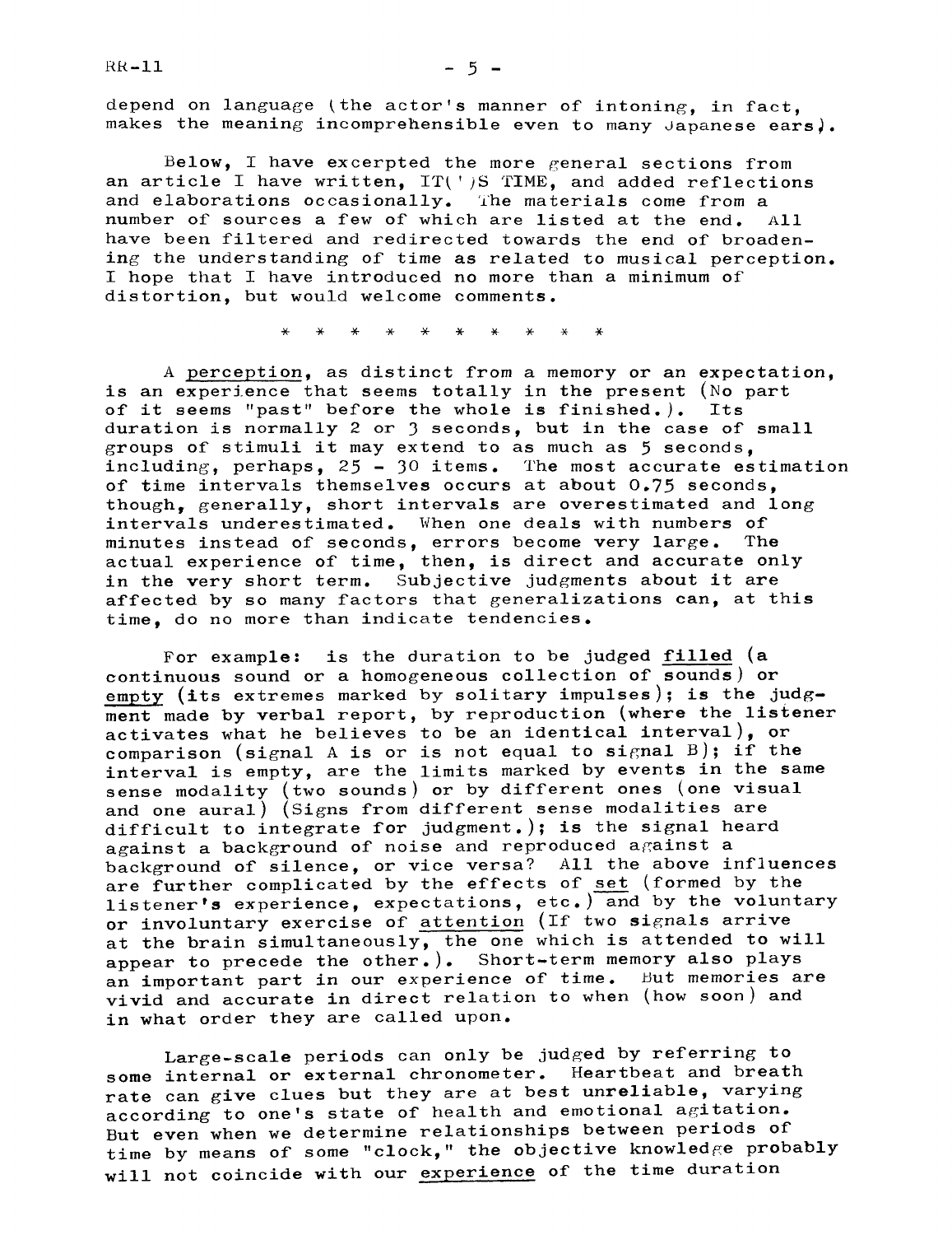depend on language (the actor's manner of intoning, in fact, makes the meaning incomprehensible even to many Japanese ears).

Below, I have excerpted the more general sections from an article I have written, IT(')S TIME, and added reflections and elaborations occasionally. The materials come from a number of sources a few of which are listed at the end. All have been filtered and redirected towards the end of broadening the understanding of time as related to musical perception. I hope that I have introduced no more than a minimum of distortion, but would welcome comments.

\* \* \* \* \* \* \* \* \* \*

A <u>perception</u>, as distinct from a memory or an expectation, is an experience that seems totally in the present (No part of it seems "past" before the whole is finished.). Its duration is normally 2 or 3 seconds, but in the case of small groups of stimuli it may extend to as much as 5 seconds, including, perhaps, 25 - 30 items. The most accurate estimation of time intervals themselves occurs at about 0.75 seconds, though, generally, short intervals are overestimated and long intervals underestimated. When one deals with numbers of minutes instead of seconds, errors become very large. The actual experience of time, then, is direct and accurate only in the very short term. Subjective judgments about it are affected by so many factors that generalizations can, at this time, do no more than indicate tendencies.

For example: is the duration to be judged <u>filled</u> (a continuous sound or a homogeneous collection of sounds) or <u>empty</u> (its extremes marked by solitary impulses); is the judgment made by verbal report, by reproduction (where the listener activates what he believes to be an identical interval), or comparison (signal A is or is not equal to signal B); if the interval is empty, are the limits marked by events in the same sense modality (two sounds) or by different ones (one visual and one aural) (Signs from different sense modalities are difficult to integrate for judgment.); is the signal heard against a background of noise and reproduced against a background of silence, or vice versa? All the above influences are further complicated by the effects of <u>set</u> (formed by the listener's experience, expectations, etc.) and by the voluntary or involuntary exercise of <u>attention</u> (If two signals arrive at the brain simultaneously, the one which is attended to will appear to precede the other.). Short-term memory also plays an important part in our experience of time. But memories are vivid and accurate in direct relation to when (how soon) and in what order they are called upon.

Large-scale periods can only be judged by referring to some internal or external chronometer. Heartbeat and breath rate can give clues but they are at best unreliable, varying according to one's state of health and emotional agitation. But even when we determine relationships between periods of time by means of some "clock," the objective knowledge probably will not coincide with our <u>experience</u> of the time duration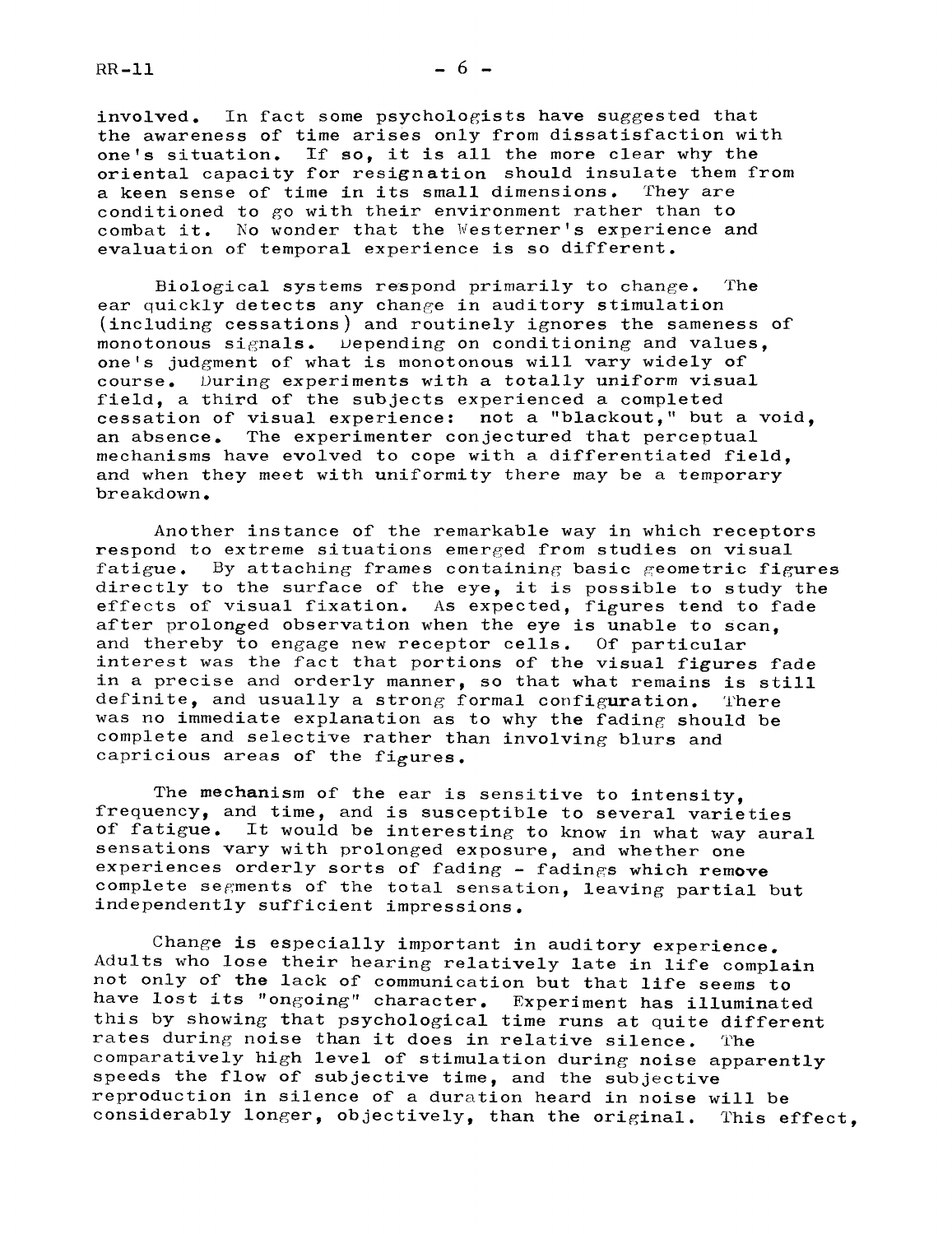involved. In fact some psychologists have suggested that the awareness of time arises only from dissatisfaction with one's situation. If so, it is all the more clear why the oriental capacity for resignation should insulate them from a keen sense of time in its small dimensions. They are conditioned to go with their environment rather than to combat it. No wonder that the Westerner's experience and evaluation of temporal experience is so different.

Biological systems respond primarily to change. The ear quickly detects any change in auditory stimulation (including cessations) and routinely ignores the sameness of monotonous signals. Depending on conditioning and values, one's judgment of what is monotonous will vary widely of course. During experiments with a totally uniform visual field, a third of the subjects experienced a completed cessation of visual experience: not a "blackout," but a void, an absence. The experimenter conjectured that perceptual mechanisms have evolved to cope with a differentiated field, and when they meet with uniformity there may be a temporary breakdown.

Another instance of the remarkable way in which receptors respond to extreme situations emerged from studies on visual fatigue. By attaching frames containing basic geometric figures directly to the surface of the eye, it is possible to study the effects of visual fixation. As expected, figures tend to fade after prolonged observation when the eye is unable to scan, and thereby to engage new receptor cells. Of particular interest was the fact that portions of the visual figures fade in a precise and orderly manner, so that what remains is still definite, and usually a strong formal configuration. There was no immediate explanation as to why the fading should be complete and selective rather than involving blurs and capricious areas of the figures.

The mechanism of the ear is sensitive to intensity, frequency, and time, and is susceptible to several varieties of fatigue. It would be interesting to know in what way aural sensations vary with prolonged exposure, and whether one experiences orderly sorts of fading - fadings which remove complete segments of the total sensation, leaving partial but independently sufficient impressions.

Change is especially important in auditory experience. Adults who lose their hearing relatively late in life complain not only of the lack of communication but that life seems to have lost its "ongoing" character. Experiment has illuminated this by showing that psychological time runs at quite different rates during noise than it does in relative silence. The comparatively high level of stimulation during noise apparently speeds the flow of subjective time, and the subjective reproduction in silence of a duration heard in noise will be considerably longer, objectively, than the original. This effect,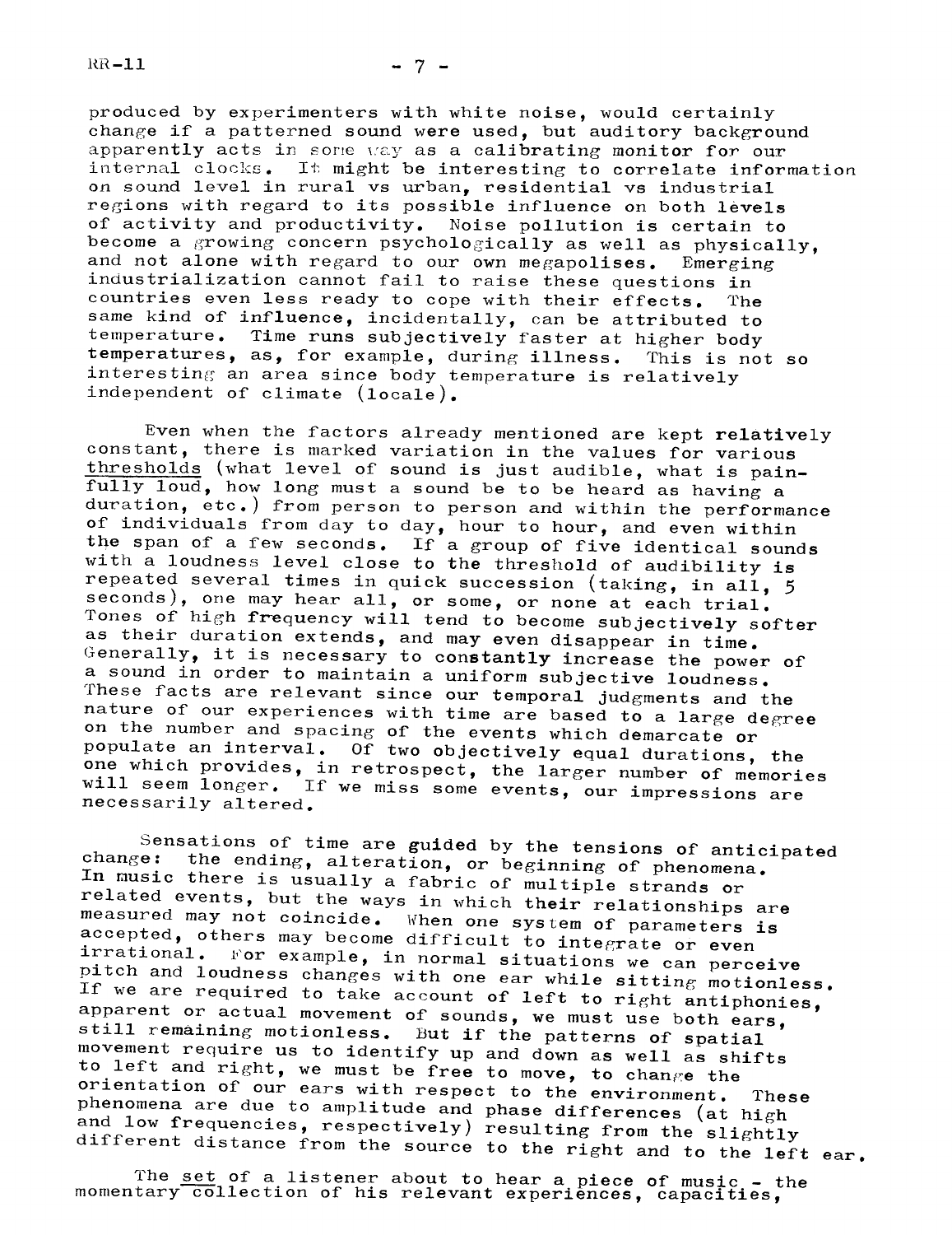produced by experimenters with white noise, would certainly change if a patterned sound were used, but auditory background apparently acts in some way as a calibrating monitor for our internal clocks. It might be interesting to correlate information on sound level in rural vs urban, residential vs industrial regions with regard to its possible influence on both levels of activity and productivity. Noise pollution is certain to become a growing concern psychologically as well as physically, and not alone with regard to our own megapolises. Emerging industrialization cannot fail to raise these questions in countries even less ready to cope with their effects. The same kind of influence, incidentally, can be attributed to temperature. Time runs subjectively faster at higher body temperatures, as, for example, during illness. This is not so interesting an area since body temperature is relatively independent of climate (locale).

Even when the factors already mentioned are kept relatively constant, there is marked variation in the values for various thresholds (what level of sound is just audible, what is painfully loud, how long must a sound be to be heard as having a duration, etc.) from person to person and within the performance of individuals from day to day, hour to hour, and even within the span of a few seconds. If a group of five identical sounds with a loudness level close to the threshold of audibility is repeated several times in quick succession (taking, in all, 5 seconds), one may hear all, or some, or none at each trial. Tones of high frequency will tend to become subjectively softer as their duration extends, and may even disappear in time. Generally, it is necessary to constantly increase the power of a sound in order to maintain a uniform subjective loudness. These facts are relevant since our temporal judgments and the nature of our experiences with time are based to a large degree on the number and spacing of the events which demarcate or populate an interval. Of two objectively equal durations, the one which provides, in retrospect, the larger number of memories will seem longer. If we miss some events, our impressions are necessarily altered.

Sensations of time are guided by the tensions of anticipated change: the ending, alteration, or beginning of phenomena. In music there is usually a fabric of multiple strands or related events, but the ways in which their relationships are measured may not coincide. When one system of parameters is accepted, others may become difficult to integrate or even irrational. For example, in normal situations we can perceive pitch and loudness changes with one ear while sitting motionless. If we are required to take account of left to right antiphonies, apparent or actual movement of sounds, we must use both ears, still remaining motionless. But if the patterns of spatial movement require us to identify up and down as well as shifts to left and right, we must be free to move, to change the orientation of our ears with respect to the environment. These phenomena are due to amplitude and phase differences (at high and low frequencies, respectively) resulting from the slightly different distance from the source to the right and to the left ear.

The set of a listener about to hear a piece of music - the momentary collection of his relevant experiences, capacities,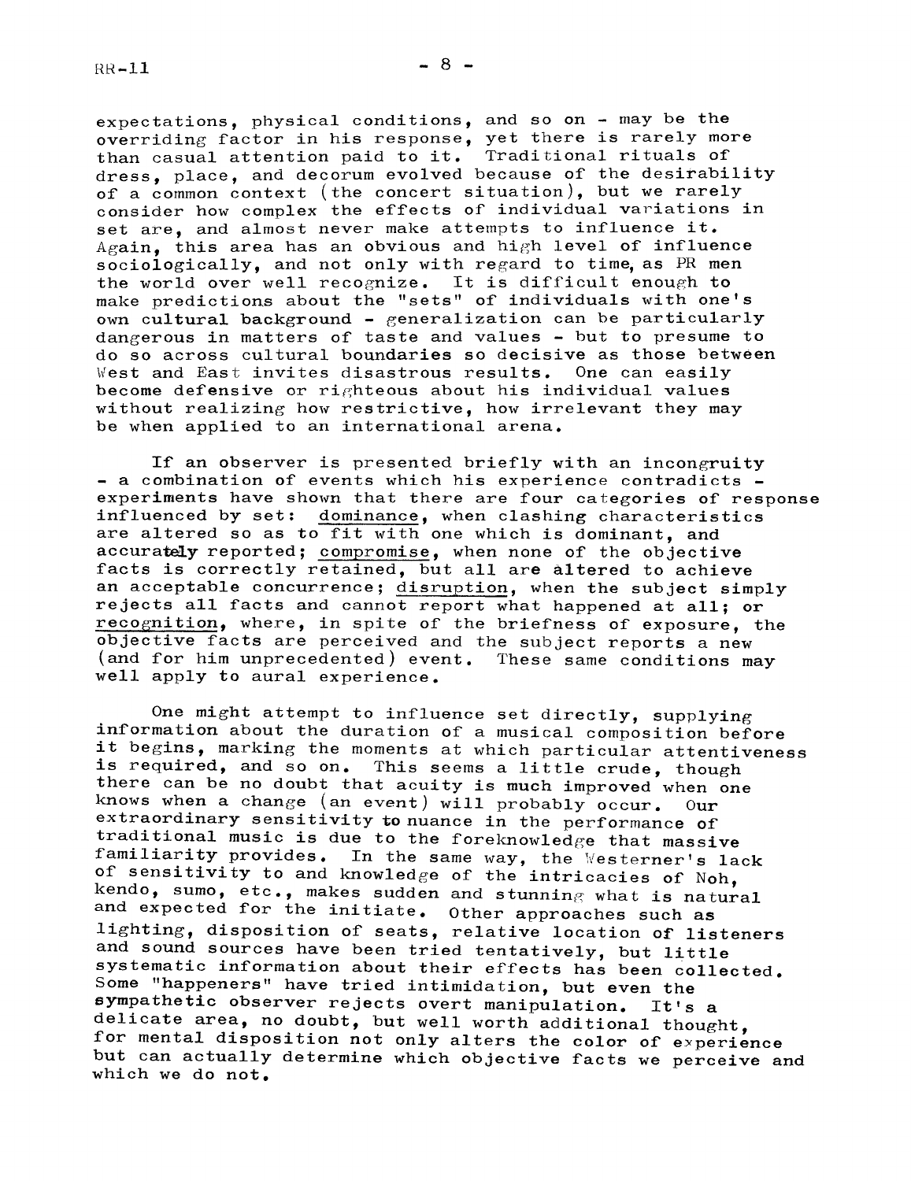expectations, physical conditions, and so on - may be the overriding factor in his response, yet there is rarely more than casual attention paid to it. Traditional rituals of dress, place, and decorum evolved because of the desirability of a common context (the concert situation), but we rarely consider how complex the effects of individual variations in set are, and almost never make attempts to influence it. Again, this area has an obvious and high level of influence sociologically, and not only with regard to time, as PR men the world over well recognize. It is difficult enough to make predictions about the "sets" of individuals with one's own cultural background - generalization can be particularly dangerous in matters of taste and values - but to presume to do so across cultural boundaries so decisive as those between West and East invites disastrous results. One can easily become defensive or righteous about his individual values without realizing how restrictive, how irrelevant they may be when applied to an international arena.

If an observer is presented briefly with an incongruity - a combination of events which his experience contradicts - experiments have shown that there are four categories of response influenced by set: dominance, when clashing characteristics are altered so as to fit with one which is dominant, and accurately reported; compromise, when none of the objective facts is correctly retained, but all are altered to achieve an acceptable concurrence; disruption, when the subject simply rejects all facts and cannot report what happened at all; or recognition, where, in spite of the briefness of exposure, the objective facts are perceived and the subject reports a new (and for him unprecedented) event. These same conditions may well apply to aural experience.

One might attempt to influence set directly, supplying information about the duration of a musical composition before it begins, marking the moments at which particular attentiveness is required, and so on. This seems a little crude, though there can be no doubt that acuity is much improved when one knows when a change (an event) will probably occur. Our extraordinary sensitivity to nuance in the performance of traditional music is due to the foreknowledge that massive familiarity provides. In the same way, the Westerner's lack of sensitivity to and knowledge of the intricacies of Noh, kendo, sumo, etc., makes sudden and stunning what is natural and expected for the initiate. Other approaches such as lighting, disposition of seats, relative location of listeners and sound sources have been tried tentatively, but little systematic information about their effects has been collected. Some "happeners" have tried intimidation, but even the sympathetic observer rejects overt manipulation. It's a delicate area, no doubt, but well worth additional thought, for mental disposition not only alters the color of experience but can actually determine which objective facts we perceive and which we do not.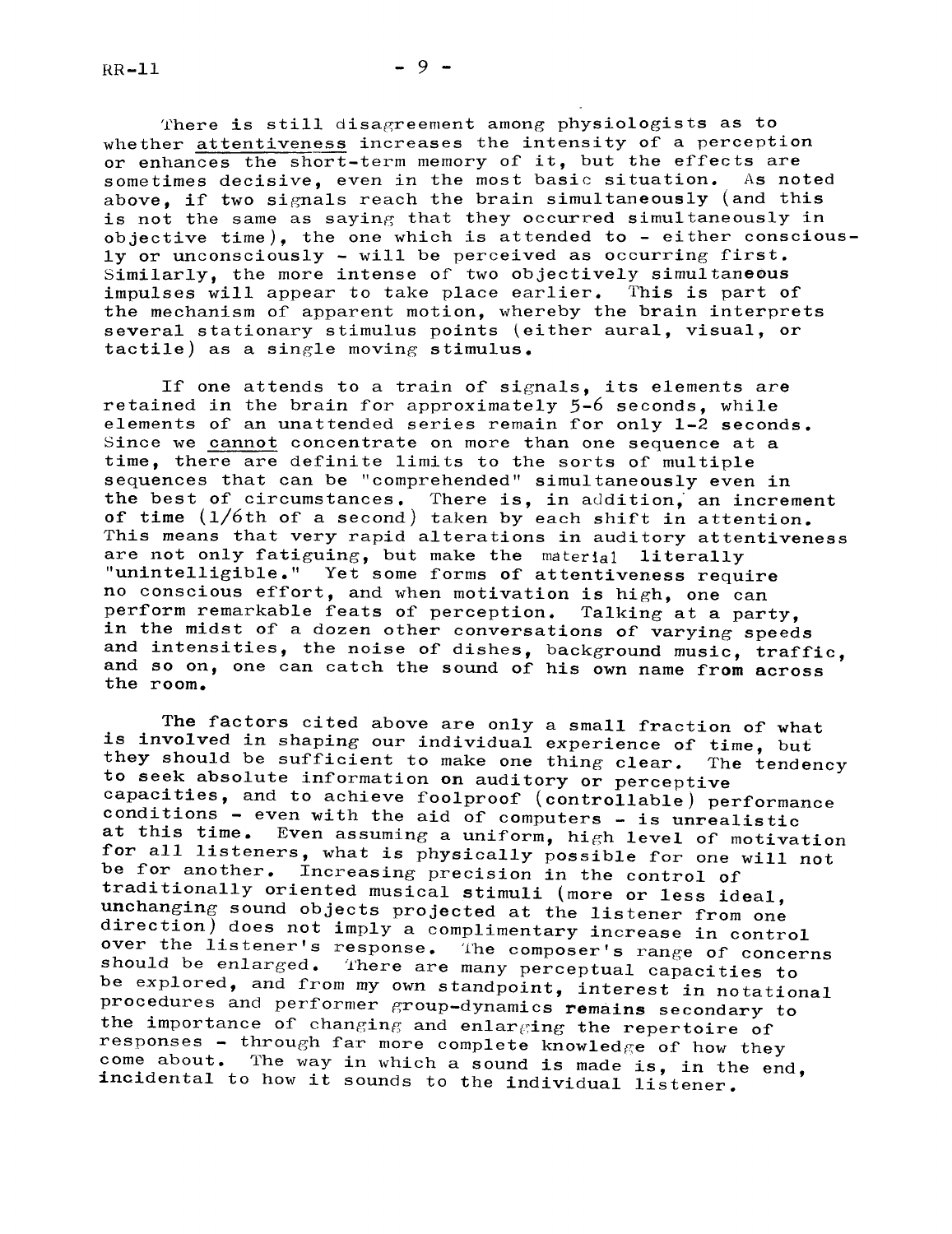There is still disagreement among physiologists as to whether attentiveness increases the intensity of a perception or enhances the short-term memory of it, but the effects are sometimes decisive, even in the most basic situation. As noted above, if two signals reach the brain simultaneously (and this is not the same as saying that they occurred simultaneously in objective time), the one which is attended to - either consciously or unconsciously - will be perceived as occurring first. Similarly, the more intense of two objectively simultaneous impulses will appear to take place earlier. This is part of the mechanism of apparent motion, whereby the brain interprets several stationary stimulus points (either aural, visual, or tactile) as a single moving stimulus.

If one attends to a train of signals, its elements are retained in the brain for approximately 5-6 seconds, while elements of an unattended series remain for only 1-2 seconds. Since we cannot concentrate on more than one sequence at a time, there are definite limits to the sorts of multiple sequences that can be "comprehended" simultaneously even in the best of circumstances. There is, in addition, an increment of time (1/6th of a second) taken by each shift in attention. This means that very rapid alterations in auditory attentiveness are not only fatiguing, but make the material literally "unintelligible." Yet some forms of attentiveness require no conscious effort, and when motivation is high, one can perform remarkable feats of perception. Talking at a party, in the midst of a dozen other conversations of varying speeds and intensities, the noise of dishes, background music, traffic, and so on, one can catch the sound of his own name from across the room.

The factors cited above are only a small fraction of what is involved in shaping our individual experience of time, but they should be sufficient to make one thing clear. The tendency to seek absolute information on auditory or perceptive capacities, and to achieve foolproof (controllable) performance conditions - even with the aid of computers - is unrealistic at this time. Even assuming a uniform, high level of motivation for all listeners, what is physically possible for one will not be for another. Increasing precision in the control of traditionally oriented musical stimuli (more or less ideal, unchanging sound objects projected at the listener from one direction) does not imply a complimentary increase in control over the listener's response. The composer's range of concerns should be enlarged. There are many perceptual capacities to be explored, and from my own standpoint, interest in notational procedures and performer group-dynamics remains secondary to the importance of changing and enlarging the repertoire of responses - through far more complete knowledge of how they come about. The way in which a sound is made is, in the end, incidental to how it sounds to the individual listener.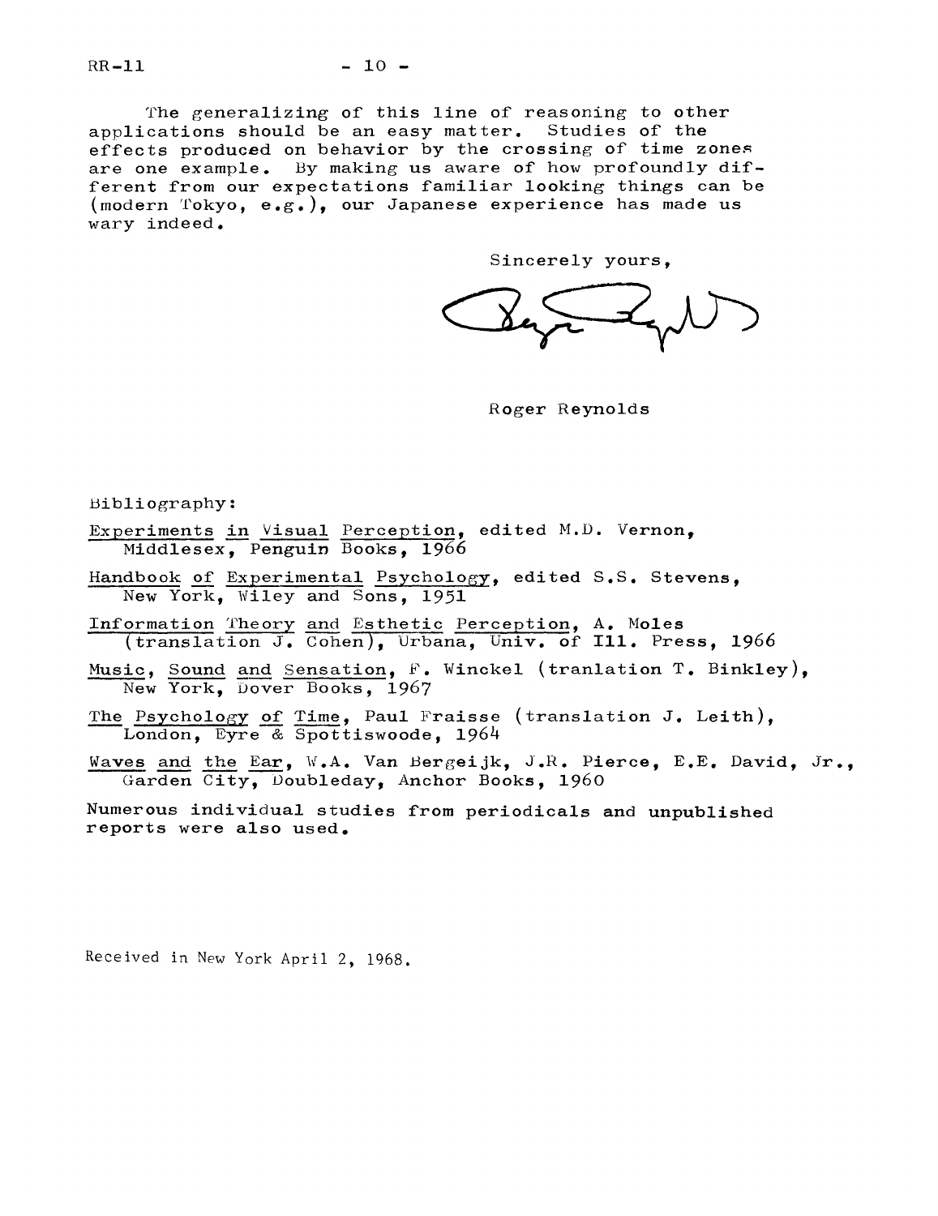The generalizing of this line of reasoning to other applications should be an easy matter. Studies of the effects produced on behavior by the crossing of time zones are one example. By making us aware of how profoundly different from our expectations familiar looking things can be (modern Tokyo, e.g.), our Japanese experience has made us wary indeed.

Sincerely yours,

Roger Reynolds

Bibliography:

<u>Experiments in Visual Perception</u>, edited M.D. Vernon, Middlesex, Penguin Books, 1966

<u>Handbook of Experimental Psychology</u>, edited S.S. Stevens, New York, Wiley and Sons, 1951

<u>Information Theory and Esthetic Perception</u>, A. Moles (translation J. Cohen), Urbana, Univ. of Ill. Press, 1966

<u>Music, Sound and Sensation</u>, F. Winckel (tranlation T. Binkley), New York, Dover Books, 1967

<u>The Psychology of Time</u>, Paul Fraisse (translation J. Leith), London, Eyre & Spottiswoode, 1964

<u>Waves and the Ear</u>, W.A. Van Bergeijk, J.R. Pierce, E.E. David, Jr., Garden City, Doubleday, Anchor Books, 1960

Numerous individual studies from periodicals and unpublished reports were also used.

Received in New York April 2, 1968.